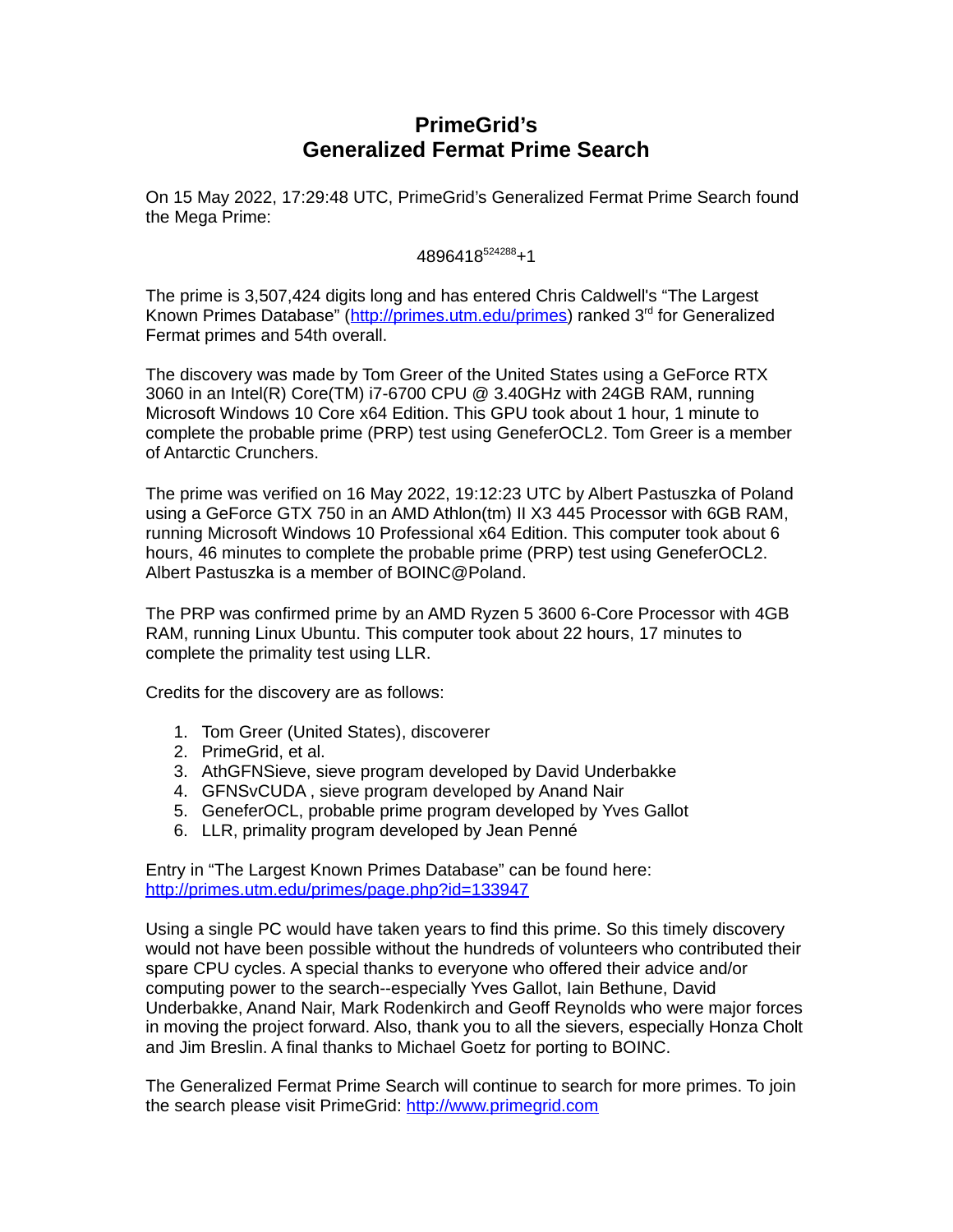# PrimeGrid's Generalized Fermat Prime Search

On 15 May 2022, 17:29:48 UTC, PrimeGrid's Generalized Fermat Prime Search found the Mega Prime:

$$4896418^{524288}+1$$

The prime is 3,507,424 digits long and has entered Chris Caldwell's "The Largest Known Primes Database" (http://primes.utm.edu/primes) ranked 3rd for Generalized Fermat primes and 54th overall.

The discovery was made by Tom Greer of the United States using a GeForce RTX 3060 in an Intel(R) Core(TM) i7-6700 CPU @ 3.40GHz with 24GB RAM, running Microsoft Windows 10 Core x64 Edition. This GPU took about 1 hour, 1 minute to complete the probable prime (PRP) test using GeneferOCL2. Tom Greer is a member of Antarctic Crunchers.

The prime was verified on 16 May 2022, 19:12:23 UTC by Albert Pastuszka of Poland using a GeForce GTX 750 in an AMD Athlon(tm) II X3 445 Processor with 6GB RAM, running Microsoft Windows 10 Professional x64 Edition. This computer took about 6 hours, 46 minutes to complete the probable prime (PRP) test using GeneferOCL2. Albert Pastuszka is a member of BOINC@Poland.

The PRP was confirmed prime by an AMD Ryzen 5 3600 6-Core Processor with 4GB RAM, running Linux Ubuntu. This computer took about 22 hours, 17 minutes to complete the primality test using LLR.

Credits for the discovery are as follows:

1. Tom Greer (United States), discoverer
2. PrimeGrid, et al.
3. AthGFNSieve, sieve program developed by David Underbakke
4. GFNSvCUDA , sieve program developed by Anand Nair
5. GeneferOCL, probable prime program developed by Yves Gallot
6. LLR, primality program developed by Jean Penné

Entry in "The Largest Known Primes Database" can be found here: http://primes.utm.edu/primes/page.php?id=133947

Using a single PC would have taken years to find this prime. So this timely discovery would not have been possible without the hundreds of volunteers who contributed their spare CPU cycles. A special thanks to everyone who offered their advice and/or computing power to the search--especially Yves Gallot, Iain Bethune, David Underbakke, Anand Nair, Mark Rodenkirch and Geoff Reynolds who were major forces in moving the project forward. Also, thank you to all the sievers, especially Honza Cholt and Jim Breslin. A final thanks to Michael Goetz for porting to BOINC.

The Generalized Fermat Prime Search will continue to search for more primes. To join the search please visit PrimeGrid: http://www.primegrid.com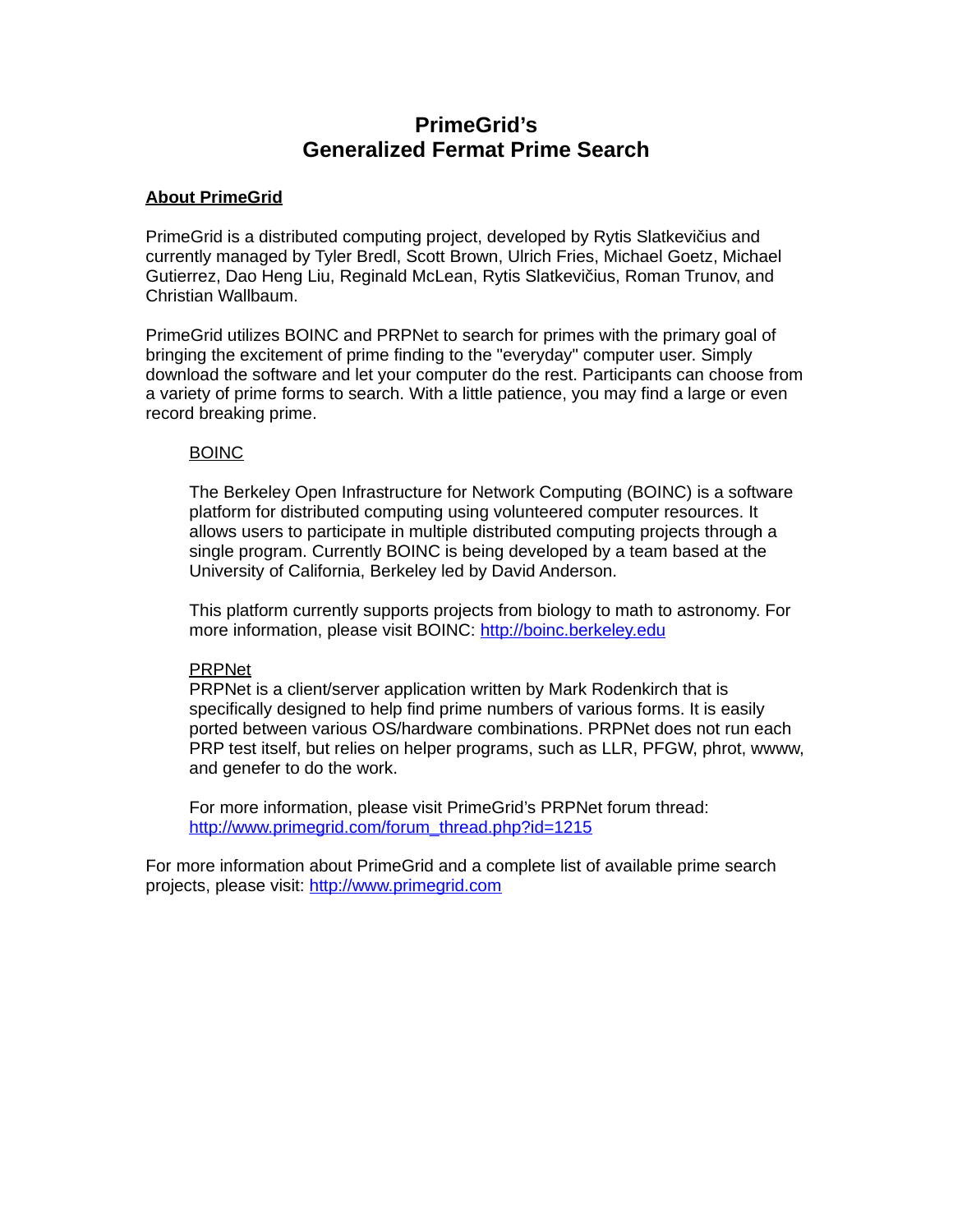# PrimeGrid's
# Generalized Fermat Prime Search

## **About PrimeGrid**

PrimeGrid is a distributed computing project, developed by Rytis Slatkevičius and currently managed by Tyler Bredl, Scott Brown, Ulrich Fries, Michael Goetz, Michael Gutierrez, Dao Heng Liu, Reginald McLean, Rytis Slatkevičius, Roman Trunov, and Christian Wallbaum.

PrimeGrid utilizes BOINC and PRPNet to search for primes with the primary goal of bringing the excitement of prime finding to the "everyday" computer user. Simply download the software and let your computer do the rest. Participants can choose from a variety of prime forms to search. With a little patience, you may find a large or even record breaking prime.

### BOINC

The Berkeley Open Infrastructure for Network Computing (BOINC) is a software platform for distributed computing using volunteered computer resources. It allows users to participate in multiple distributed computing projects through a single program. Currently BOINC is being developed by a team based at the University of California, Berkeley led by David Anderson.

This platform currently supports projects from biology to math to astronomy. For more information, please visit BOINC: http://boinc.berkeley.edu

### PRPNet

PRPNet is a client/server application written by Mark Rodenkirch that is specifically designed to help find prime numbers of various forms. It is easily ported between various OS/hardware combinations. PRPNet does not run each PRP test itself, but relies on helper programs, such as LLR, PFGW, phrot, wwww, and genefer to do the work.

For more information, please visit PrimeGrid's PRPNet forum thread: http://www.primegrid.com/forum_thread.php?id=1215

For more information about PrimeGrid and a complete list of available prime search projects, please visit: http://www.primegrid.com